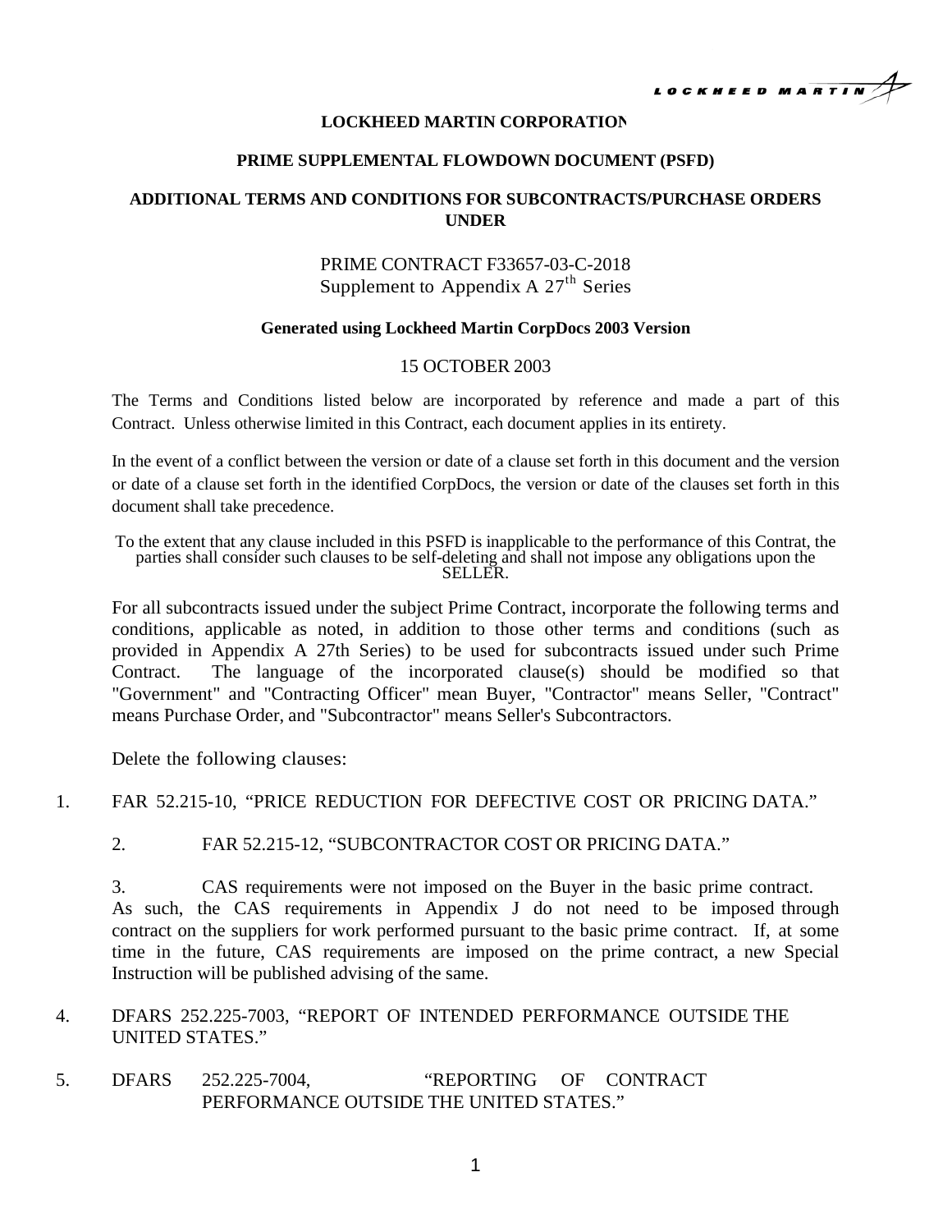**LOCKHEED MARTIN CORPORATION**

**PRIME SUPPLEMENTAL FLOWDOWN DOCUMENT (PSFD)**

**ADDITIONAL TERMS AND CONDITIONS FOR SUBCONTRACTS/PURCHASE ORDERS UNDER**

PRIME CONTRACT F33657-03-C-2018
Supplement to Appendix A 27th Series

**Generated using Lockheed Martin CorpDocs 2003 Version**

15 OCTOBER 2003

The Terms and Conditions listed below are incorporated by reference and made a part of this Contract. Unless otherwise limited in this Contract, each document applies in its entirety.

In the event of a conflict between the version or date of a clause set forth in this document and the version or date of a clause set forth in the identified CorpDocs, the version or date of the clauses set forth in this document shall take precedence.

To the extent that any clause included in this PSFD is inapplicable to the performance of this Contrat, the parties shall consider such clauses to be self-deleting and shall not impose any obligations upon the SELLER.

For all subcontracts issued under the subject Prime Contract, incorporate the following terms and conditions, applicable as noted, in addition to those other terms and conditions (such as provided in Appendix A 27th Series) to be used for subcontracts issued under such Prime Contract. The language of the incorporated clause(s) should be modified so that "Government" and "Contracting Officer" mean Buyer, "Contractor" means Seller, "Contract" means Purchase Order, and "Subcontractor" means Seller's Subcontractors.

Delete the following clauses:

1. FAR 52.215-10, "PRICE REDUCTION FOR DEFECTIVE COST OR PRICING DATA."

2. FAR 52.215-12, "SUBCONTRACTOR COST OR PRICING DATA."

3. CAS requirements were not imposed on the Buyer in the basic prime contract. As such, the CAS requirements in Appendix J do not need to be imposed through contract on the suppliers for work performed pursuant to the basic prime contract. If, at some time in the future, CAS requirements are imposed on the prime contract, a new Special Instruction will be published advising of the same.

4. DFARS 252.225-7003, "REPORT OF INTENDED PERFORMANCE OUTSIDE THE UNITED STATES."

5. DFARS 252.225-7004, "REPORTING OF CONTRACT PERFORMANCE OUTSIDE THE UNITED STATES."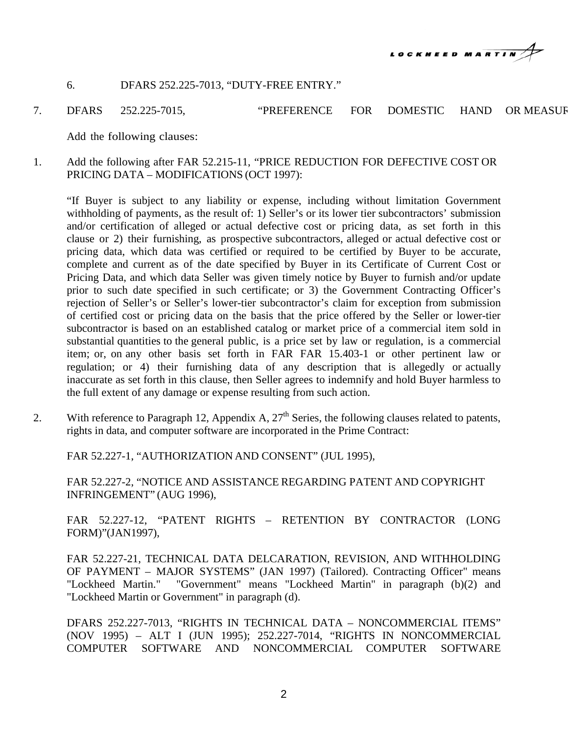6. DFARS 252.225-7013, “DUTY-FREE ENTRY.”

7. DFARS 252.225-7015, “PREFERENCE FOR DOMESTIC HAND OR MEASUR

Add the following clauses:

1. Add the following after FAR 52.215-11, “PRICE REDUCTION FOR DEFECTIVE COST OR PRICING DATA – MODIFICATIONS (OCT 1997):

   “If Buyer is subject to any liability or expense, including without limitation Government withholding of payments, as the result of: 1) Seller’s or its lower tier subcontractors’ submission and/or certification of alleged or actual defective cost or pricing data, as set forth in this clause or 2) their furnishing, as prospective subcontractors, alleged or actual defective cost or pricing data, which data was certified or required to be certified by Buyer to be accurate, complete and current as of the date specified by Buyer in its Certificate of Current Cost or Pricing Data, and which data Seller was given timely notice by Buyer to furnish and/or update prior to such date specified in such certificate; or 3) the Government Contracting Officer’s rejection of Seller’s or Seller’s lower-tier subcontractor’s claim for exception from submission of certified cost or pricing data on the basis that the price offered by the Seller or lower-tier subcontractor is based on an established catalog or market price of a commercial item sold in substantial quantities to the general public, is a price set by law or regulation, is a commercial item; or, on any other basis set forth in FAR FAR 15.403-1 or other pertinent law or regulation; or 4) their furnishing data of any description that is allegedly or actually inaccurate as set forth in this clause, then Seller agrees to indemnify and hold Buyer harmless to the full extent of any damage or expense resulting from such action.

2. With reference to Paragraph 12, Appendix A, 27th Series, the following clauses related to patents, rights in data, and computer software are incorporated in the Prime Contract:

   FAR 52.227-1, “AUTHORIZATION AND CONSENT” (JUL 1995),

   FAR 52.227-2, “NOTICE AND ASSISTANCE REGARDING PATENT AND COPYRIGHT INFRINGEMENT” (AUG 1996),

   FAR 52.227-12, “PATENT RIGHTS – RETENTION BY CONTRACTOR (LONG FORM)”(JAN1997),

   FAR 52.227-21, TECHNICAL DATA DELCARATION, REVISION, AND WITHHOLDING OF PAYMENT – MAJOR SYSTEMS” (JAN 1997) (Tailored). Contracting Officer" means "Lockheed Martin." "Government" means "Lockheed Martin" in paragraph (b)(2) and "Lockheed Martin or Government" in paragraph (d).

   DFARS 252.227-7013, “RIGHTS IN TECHNICAL DATA – NONCOMMERCIAL ITEMS” (NOV 1995) – ALT I (JUN 1995); 252.227-7014, “RIGHTS IN NONCOMMERCIAL COMPUTER SOFTWARE AND NONCOMMERCIAL COMPUTER SOFTWARE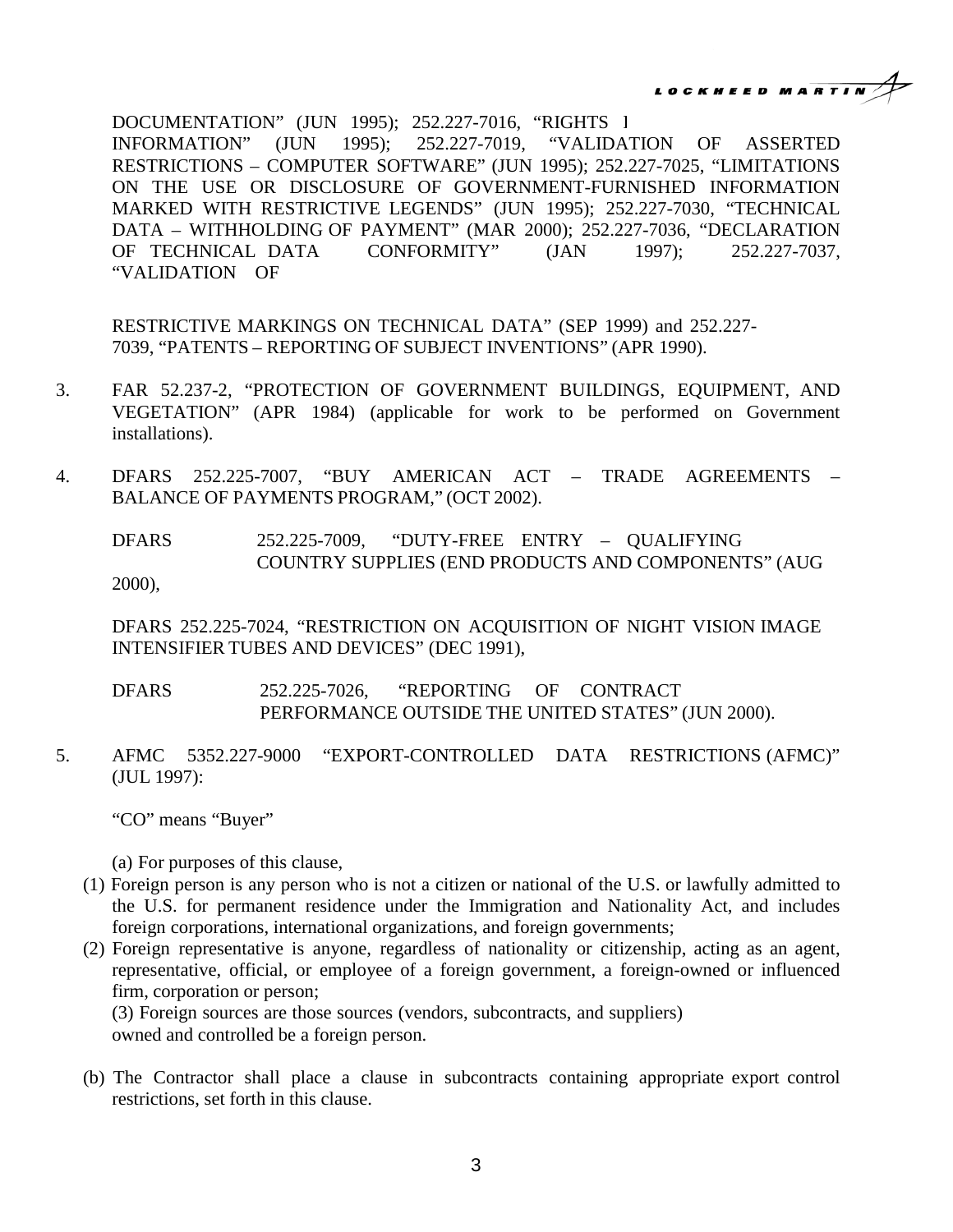DOCUMENTATION" (JUN 1995); 252.227-7016, "RIGHTS I INFORMATION" (JUN 1995); 252.227-7019, "VALIDATION OF ASSERTED RESTRICTIONS – COMPUTER SOFTWARE" (JUN 1995); 252.227-7025, "LIMITATIONS ON THE USE OR DISCLOSURE OF GOVERNMENT-FURNISHED INFORMATION MARKED WITH RESTRICTIVE LEGENDS" (JUN 1995); 252.227-7030, "TECHNICAL DATA – WITHHOLDING OF PAYMENT" (MAR 2000); 252.227-7036, "DECLARATION OF TECHNICAL DATA CONFORMITY" (JAN 1997); 252.227-7037, "VALIDATION OF

RESTRICTIVE MARKINGS ON TECHNICAL DATA" (SEP 1999) and 252.227-7039, "PATENTS – REPORTING OF SUBJECT INVENTIONS" (APR 1990).

3. FAR 52.237-2, "PROTECTION OF GOVERNMENT BUILDINGS, EQUIPMENT, AND VEGETATION" (APR 1984) (applicable for work to be performed on Government installations).

4. DFARS 252.225-7007, "BUY AMERICAN ACT – TRADE AGREEMENTS – BALANCE OF PAYMENTS PROGRAM," (OCT 2002).

   DFARS 252.225-7009, "DUTY-FREE ENTRY – QUALIFYING COUNTRY SUPPLIES (END PRODUCTS AND COMPONENTS" (AUG 2000),

   DFARS 252.225-7024, "RESTRICTION ON ACQUISITION OF NIGHT VISION IMAGE INTENSIFIER TUBES AND DEVICES" (DEC 1991),

   DFARS 252.225-7026, "REPORTING OF CONTRACT PERFORMANCE OUTSIDE THE UNITED STATES" (JUN 2000).

5. AFMC 5352.227-9000 "EXPORT-CONTROLLED DATA RESTRICTIONS (AFMC)" (JUL 1997):

   "CO" means "Buyer"

   (a) For purposes of this clause,

   (1) Foreign person is any person who is not a citizen or national of the U.S. or lawfully admitted to the U.S. for permanent residence under the Immigration and Nationality Act, and includes foreign corporations, international organizations, and foreign governments;

   (2) Foreign representative is anyone, regardless of nationality or citizenship, acting as an agent, representative, official, or employee of a foreign government, a foreign-owned or influenced firm, corporation or person;

   (3) Foreign sources are those sources (vendors, subcontracts, and suppliers) owned and controlled be a foreign person.

   (b) The Contractor shall place a clause in subcontracts containing appropriate export control restrictions, set forth in this clause.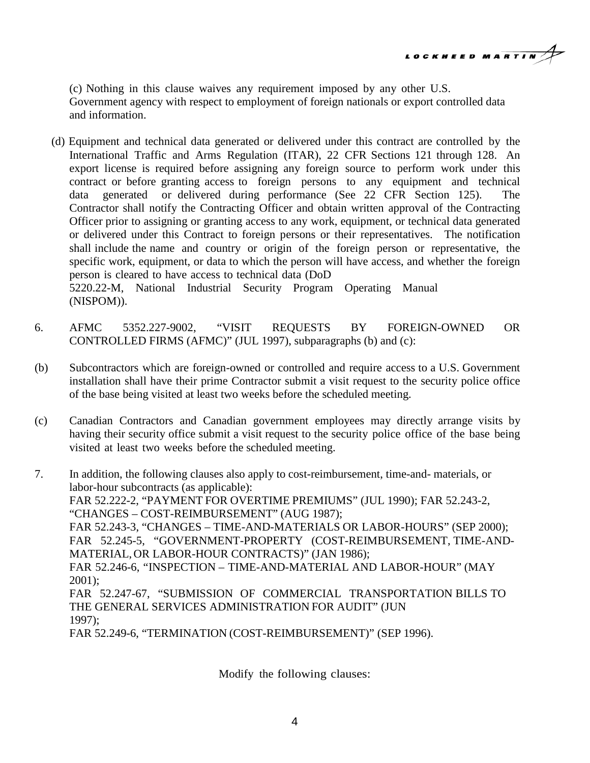(c) Nothing in this clause waives any requirement imposed by any other U.S. Government agency with respect to employment of foreign nationals or export controlled data and information.

(d) Equipment and technical data generated or delivered under this contract are controlled by the International Traffic and Arms Regulation (ITAR), 22 CFR Sections 121 through 128. An export license is required before assigning any foreign source to perform work under this contract or before granting access to foreign persons to any equipment and technical data generated or delivered during performance (See 22 CFR Section 125). The Contractor shall notify the Contracting Officer and obtain written approval of the Contracting Officer prior to assigning or granting access to any work, equipment, or technical data generated or delivered under this Contract to foreign persons or their representatives. The notification shall include the name and country or origin of the foreign person or representative, the specific work, equipment, or data to which the person will have access, and whether the foreign person is cleared to have access to technical data (DoD 5220.22-M, National Industrial Security Program Operating Manual (NISPOM)).

6. AFMC 5352.227-9002, "VISIT REQUESTS BY FOREIGN-OWNED OR CONTROLLED FIRMS (AFMC)" (JUL 1997), subparagraphs (b) and (c):

(b) Subcontractors which are foreign-owned or controlled and require access to a U.S. Government installation shall have their prime Contractor submit a visit request to the security police office of the base being visited at least two weeks before the scheduled meeting.

(c) Canadian Contractors and Canadian government employees may directly arrange visits by having their security office submit a visit request to the security police office of the base being visited at least two weeks before the scheduled meeting.

7. In addition, the following clauses also apply to cost-reimbursement, time-and- materials, or labor-hour subcontracts (as applicable):
FAR 52.222-2, "PAYMENT FOR OVERTIME PREMIUMS" (JUL 1990); FAR 52.243-2, "CHANGES – COST-REIMBURSEMENT" (AUG 1987);
FAR 52.243-3, "CHANGES – TIME-AND-MATERIALS OR LABOR-HOURS" (SEP 2000);
FAR 52.245-5, "GOVERNMENT-PROPERTY (COST-REIMBURSEMENT, TIME-AND-MATERIAL, OR LABOR-HOUR CONTRACTS)" (JAN 1986);
FAR 52.246-6, "INSPECTION – TIME-AND-MATERIAL AND LABOR-HOUR" (MAY 2001);
FAR 52.247-67, "SUBMISSION OF COMMERCIAL TRANSPORTATION BILLS TO THE GENERAL SERVICES ADMINISTRATION FOR AUDIT" (JUN 1997);
FAR 52.249-6, "TERMINATION (COST-REIMBURSEMENT)" (SEP 1996).

Modify the following clauses: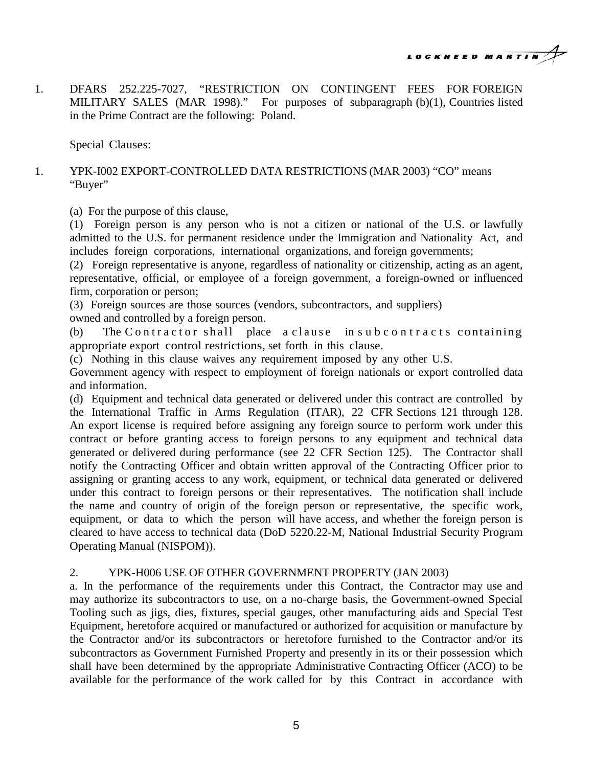1. DFARS 252.225-7027, "RESTRICTION ON CONTINGENT FEES FOR FOREIGN MILITARY SALES (MAR 1998)." For purposes of subparagraph (b)(1), Countries listed in the Prime Contract are the following: Poland.

Special Clauses:

1. YPK-I002 EXPORT-CONTROLLED DATA RESTRICTIONS (MAR 2003) "CO" means "Buyer"

(a) For the purpose of this clause,

(1) Foreign person is any person who is not a citizen or national of the U.S. or lawfully admitted to the U.S. for permanent residence under the Immigration and Nationality Act, and includes foreign corporations, international organizations, and foreign governments;

(2) Foreign representative is anyone, regardless of nationality or citizenship, acting as an agent, representative, official, or employee of a foreign government, a foreign-owned or influenced firm, corporation or person;

(3) Foreign sources are those sources (vendors, subcontractors, and suppliers) owned and controlled by a foreign person.

(b) The Contractor shall place a clause in subcontracts containing appropriate export control restrictions, set forth in this clause.

(c) Nothing in this clause waives any requirement imposed by any other U.S. Government agency with respect to employment of foreign nationals or export controlled data and information.

(d) Equipment and technical data generated or delivered under this contract are controlled by the International Traffic in Arms Regulation (ITAR), 22 CFR Sections 121 through 128. An export license is required before assigning any foreign source to perform work under this contract or before granting access to foreign persons to any equipment and technical data generated or delivered during performance (see 22 CFR Section 125). The Contractor shall notify the Contracting Officer and obtain written approval of the Contracting Officer prior to assigning or granting access to any work, equipment, or technical data generated or delivered under this contract to foreign persons or their representatives. The notification shall include the name and country of origin of the foreign person or representative, the specific work, equipment, or data to which the person will have access, and whether the foreign person is cleared to have access to technical data (DoD 5220.22-M, National Industrial Security Program Operating Manual (NISPOM)).

2. YPK-H006 USE OF OTHER GOVERNMENT PROPERTY (JAN 2003)

a. In the performance of the requirements under this Contract, the Contractor may use and may authorize its subcontractors to use, on a no-charge basis, the Government-owned Special Tooling such as jigs, dies, fixtures, special gauges, other manufacturing aids and Special Test Equipment, heretofore acquired or manufactured or authorized for acquisition or manufacture by the Contractor and/or its subcontractors or heretofore furnished to the Contractor and/or its subcontractors as Government Furnished Property and presently in its or their possession which shall have been determined by the appropriate Administrative Contracting Officer (ACO) to be available for the performance of the work called for by this Contract in accordance with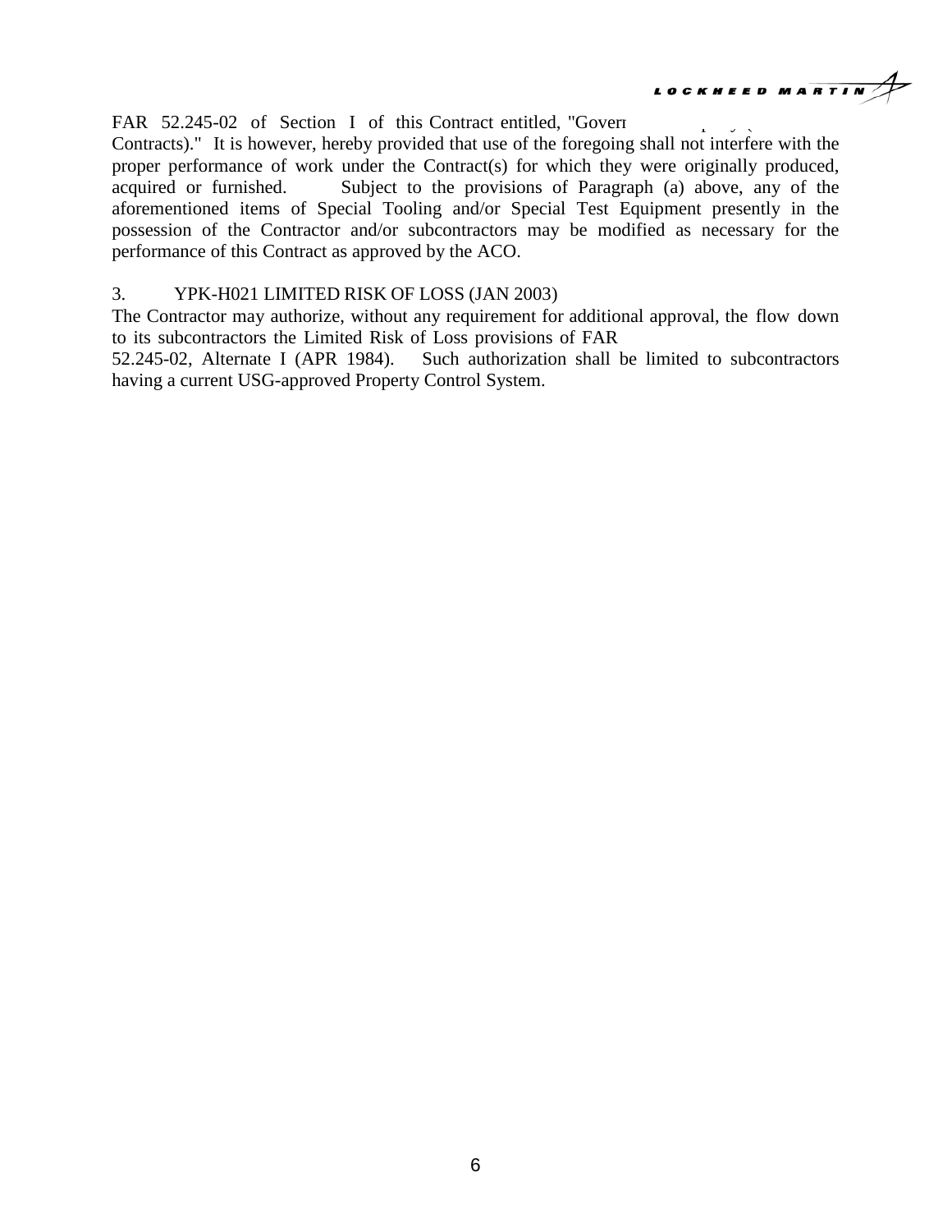FAR 52.245-02 of Section I of this Contract entitled, "Govern

Contracts)." It is however, hereby provided that use of the foregoing shall not interfere with the proper performance of work under the Contract(s) for which they were originally produced, acquired or furnished. Subject to the provisions of Paragraph (a) above, any of the aforementioned items of Special Tooling and/or Special Test Equipment presently in the possession of the Contractor and/or subcontractors may be modified as necessary for the performance of this Contract as approved by the ACO.

3. YPK-H021 LIMITED RISK OF LOSS (JAN 2003)

The Contractor may authorize, without any requirement for additional approval, the flow down to its subcontractors the Limited Risk of Loss provisions of FAR 52.245-02, Alternate I (APR 1984). Such authorization shall be limited to subcontractors having a current USG-approved Property Control System.